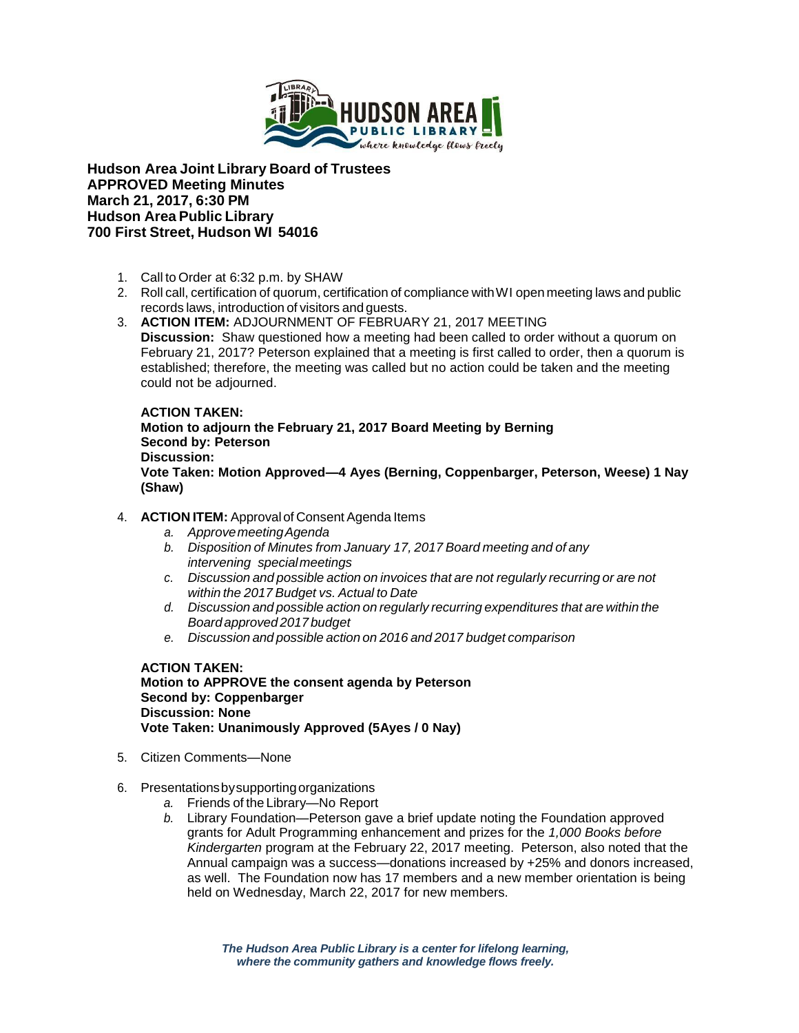**Hudson Area Joint Library Board of Trustees**
**APPROVED Meeting Minutes**
**March 21, 2017, 6:30 PM**
**Hudson Area Public Library**
**700 First Street, Hudson WI 54016**

1. Call to Order at 6:32 p.m. by SHAW
2. Roll call, certification of quorum, certification of compliance with WI open meeting laws and public records laws, introduction of visitors and guests.
3. **ACTION ITEM:** ADJOURNMENT OF FEBRUARY 21, 2017 MEETING
   **Discussion:** Shaw questioned how a meeting had been called to order without a quorum on February 21, 2017? Peterson explained that a meeting is first called to order, then a quorum is established; therefore, the meeting was called but no action could be taken and the meeting could not be adjourned.

   **ACTION TAKEN:**
   **Motion to adjourn the February 21, 2017 Board Meeting by Berning**
   **Second by: Peterson**
   **Discussion:**
   **Vote Taken: Motion Approved—4 Ayes (Berning, Coppenbarger, Peterson, Weese) 1 Nay (Shaw)**

4. **ACTION ITEM:** Approval of Consent Agenda Items
   a. *Approve meeting Agenda*
   b. *Disposition of Minutes from January 17, 2017 Board meeting and of any intervening special meetings*
   c. *Discussion and possible action on invoices that are not regularly recurring or are not within the 2017 Budget vs. Actual to Date*
   d. *Discussion and possible action on regularly recurring expenditures that are within the Board approved 2017 budget*
   e. *Discussion and possible action on 2016 and 2017 budget comparison*

   **ACTION TAKEN:**
   **Motion to APPROVE the consent agenda by Peterson**
   **Second by: Coppenbarger**
   **Discussion: None**
   **Vote Taken: Unanimously Approved (5Ayes / 0 Nay)**

5. Citizen Comments—None
6. Presentations by supporting organizations
   a. Friends of the Library—No Report
   b. Library Foundation—Peterson gave a brief update noting the Foundation approved grants for Adult Programming enhancement and prizes for the *1,000 Books before Kindergarten* program at the February 22, 2017 meeting. Peterson, also noted that the Annual campaign was a success—donations increased by +25% and donors increased, as well. The Foundation now has 17 members and a new member orientation is being held on Wednesday, March 22, 2017 for new members.

***The Hudson Area Public Library is a center for lifelong learning, where the community gathers and knowledge flows freely.***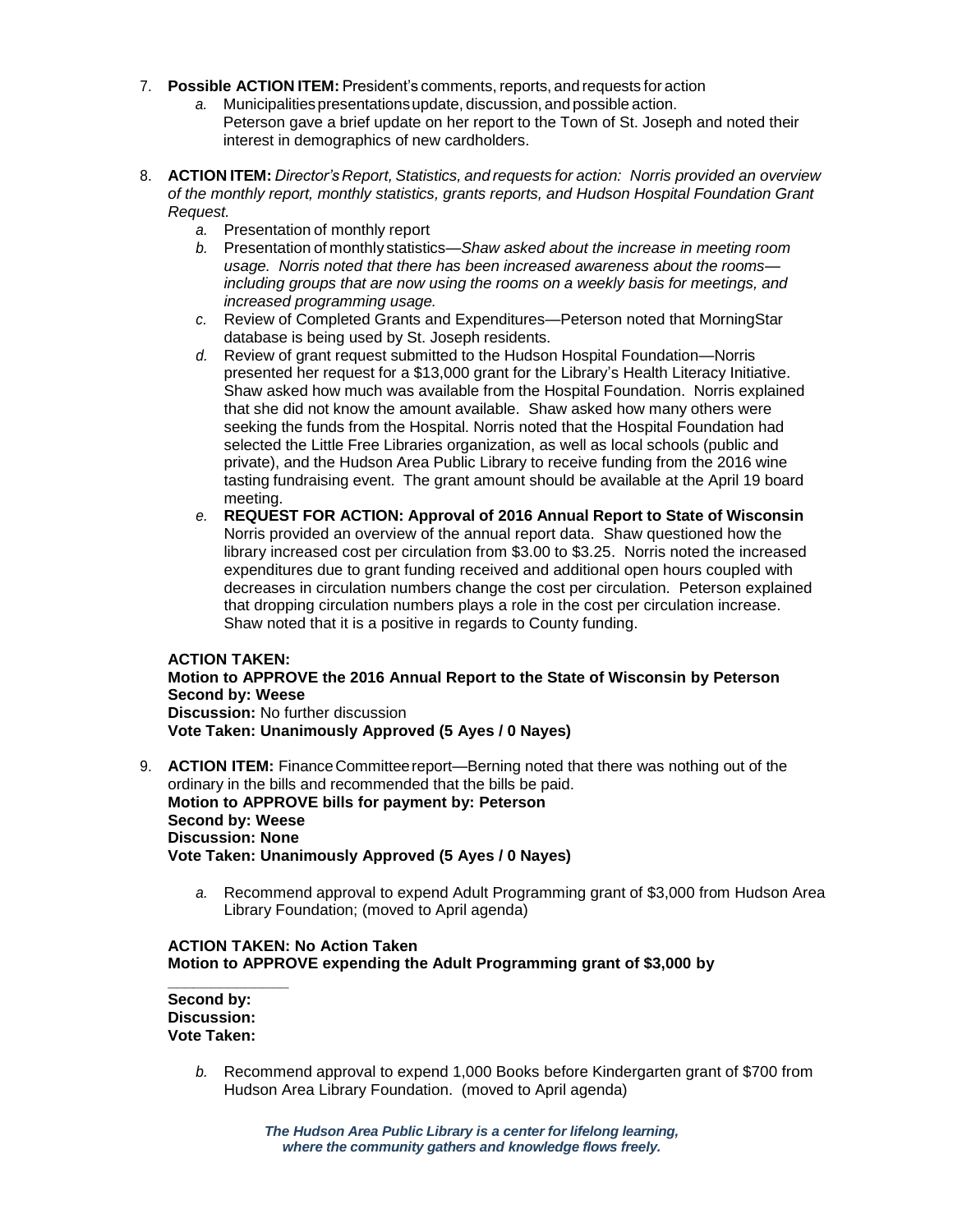7. **Possible ACTION ITEM:** President's comments, reports, and requests for action
    a. Municipalities presentations update, discussion, and possible action.
       Peterson gave a brief update on her report to the Town of St. Joseph and noted their interest in demographics of new cardholders.

8. **ACTION ITEM:** *Director's Report, Statistics, and requests for action: Norris provided an overview of the monthly report, monthly statistics, grants reports, and Hudson Hospital Foundation Grant Request.*
    a. Presentation of monthly report
    b. Presentation of monthly statistics—*Shaw asked about the increase in meeting room usage. Norris noted that there has been increased awareness about the rooms—including groups that are now using the rooms on a weekly basis for meetings, and increased programming usage.*
    c. Review of Completed Grants and Expenditures—Peterson noted that MorningStar database is being used by St. Joseph residents.
    d. Review of grant request submitted to the Hudson Hospital Foundation—Norris presented her request for a $13,000 grant for the Library's Health Literacy Initiative. Shaw asked how much was available from the Hospital Foundation. Norris explained that she did not know the amount available. Shaw asked how many others were seeking the funds from the Hospital. Norris noted that the Hospital Foundation had selected the Little Free Libraries organization, as well as local schools (public and private), and the Hudson Area Public Library to receive funding from the 2016 wine tasting fundraising event. The grant amount should be available at the April 19 board meeting.
    e. **REQUEST FOR ACTION: Approval of 2016 Annual Report to State of Wisconsin**
       Norris provided an overview of the annual report data. Shaw questioned how the library increased cost per circulation from $3.00 to $3.25. Norris noted the increased expenditures due to grant funding received and additional open hours coupled with decreases in circulation numbers change the cost per circulation. Peterson explained that dropping circulation numbers plays a role in the cost per circulation increase. Shaw noted that it is a positive in regards to County funding.

**ACTION TAKEN:**
**Motion to APPROVE the 2016 Annual Report to the State of Wisconsin by Peterson**
**Second by: Weese**
**Discussion:** No further discussion
**Vote Taken: Unanimously Approved (5 Ayes / 0 Nayes)**

9. **ACTION ITEM:** Finance Committee report—Berning noted that there was nothing out of the ordinary in the bills and recommended that the bills be paid.
   **Motion to APPROVE bills for payment by: Peterson**
   **Second by: Weese**
   **Discussion: None**
   **Vote Taken: Unanimously Approved (5 Ayes / 0 Nayes)**

    a. Recommend approval to expend Adult Programming grant of $3,000 from Hudson Area Library Foundation; (moved to April agenda)

**ACTION TAKEN: No Action Taken**
**Motion to APPROVE expending the Adult Programming grant of $3,000 by ______________**
**Second by:**
**Discussion:**
**Vote Taken:**

    b. Recommend approval to expend 1,000 Books before Kindergarten grant of $700 from Hudson Area Library Foundation. (moved to April agenda)

***The Hudson Area Public Library is a center for lifelong learning, where the community gathers and knowledge flows freely.***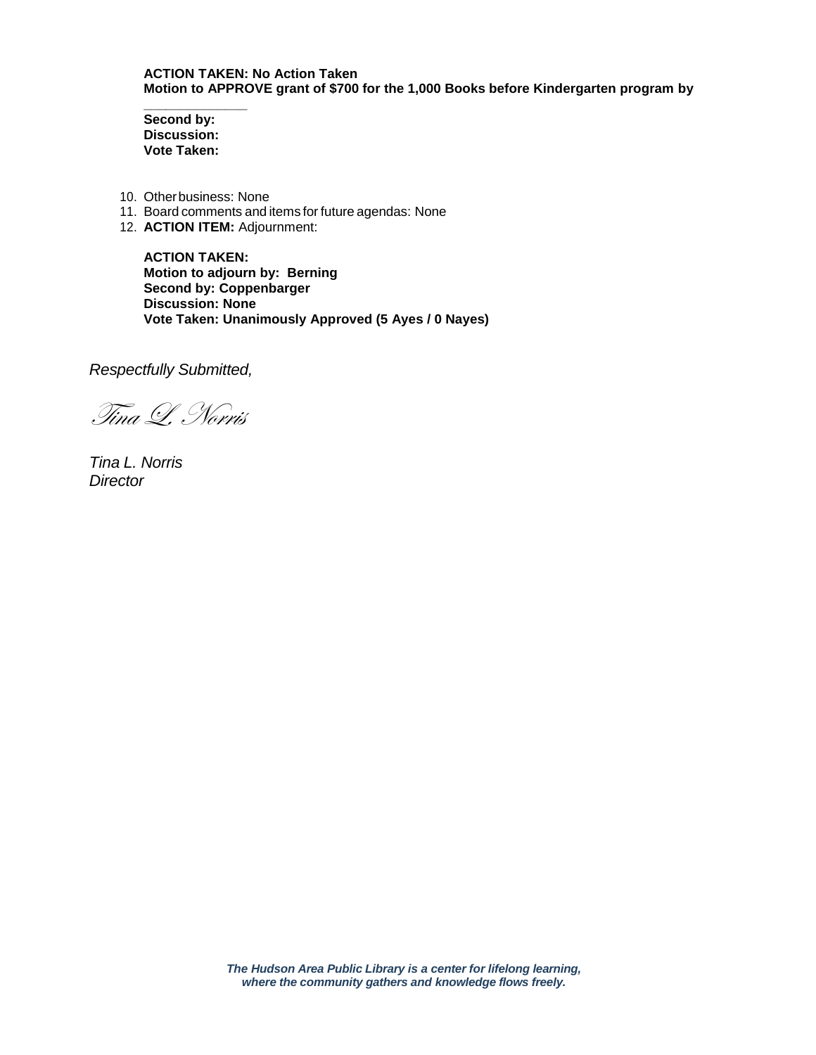**ACTION TAKEN: No Action Taken**
**Motion to APPROVE grant of $700 for the 1,000 Books before Kindergarten program by ______________**
**Second by:**
**Discussion:**
**Vote Taken:**

10. Other business: None
11. Board comments and items for future agendas: None
12. **ACTION ITEM:** Adjournment:

**ACTION TAKEN:**
**Motion to adjourn by: Berning**
**Second by: Coppenbarger**
**Discussion: None**
**Vote Taken: Unanimously Approved (5 Ayes / 0 Nayes)**

*Respectfully Submitted,*

*Tina L. Norris*

*Tina L. Norris*
*Director*

***The Hudson Area Public Library is a center for lifelong learning, where the community gathers and knowledge flows freely.***